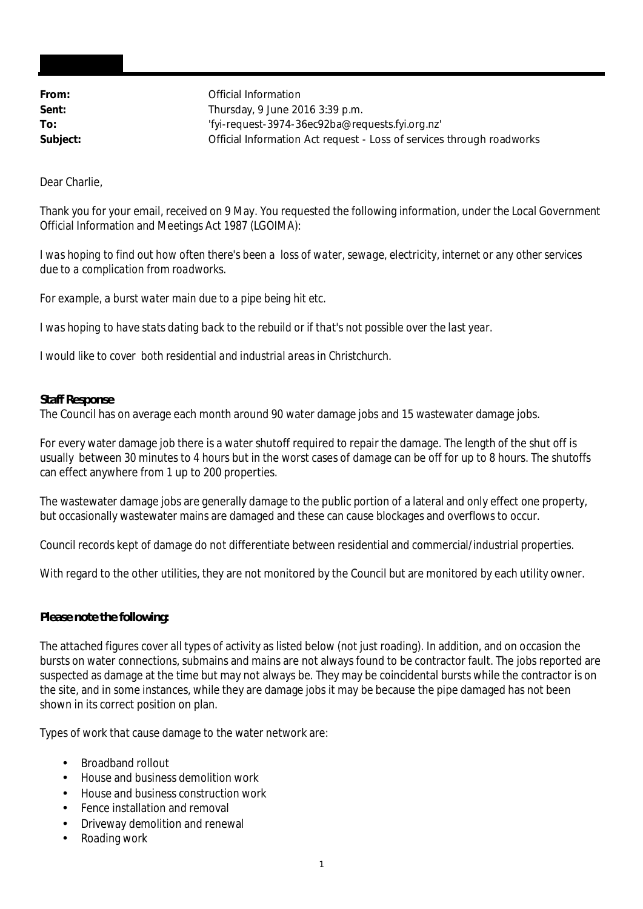| | |
|---|---|
| **From:** | Official Information |
| **Sent:** | Thursday, 9 June 2016 3:39 p.m. |
| **To:** | 'fyi-request-3974-36ec92ba@requests.fyi.org.nz' |
| **Subject:** | Official Information Act request - Loss of services through roadworks |

Dear Charlie,

Thank you for your email, received on 9 May. You requested the following information, under the Local Government Official Information and Meetings Act 1987 (LGOIMA):

*I was hoping to find out how often there's been a loss of water, sewage, electricity, internet or any other services due to a complication from roadworks.*

*For example, a burst water main due to a pipe being hit etc.*

*I was hoping to have stats dating back to the rebuild or if that's not possible over the last year.*

*I would like to cover both residential and industrial areas in Christchurch.*

**Staff Response**

The Council has on average each month around 90 water damage jobs and 15 wastewater damage jobs.

For every water damage job there is a water shutoff required to repair the damage. The length of the shut off is usually between 30 minutes to 4 hours but in the worst cases of damage can be off for up to 8 hours. The shutoffs can effect anywhere from 1 up to 200 properties.

The wastewater damage jobs are generally damage to the public portion of a lateral and only effect one property, but occasionally wastewater mains are damaged and these can cause blockages and overflows to occur.

Council records kept of damage do not differentiate between residential and commercial/industrial properties.

With regard to the other utilities, they are not monitored by the Council but are monitored by each utility owner.

**Please note the following:**

The attached figures cover all types of activity as listed below (not just roading). In addition, and on occasion the bursts on water connections, submains and mains are not always found to be contractor fault. The jobs reported are suspected as damage at the time but may not always be. They may be coincidental bursts while the contractor is on the site, and in some instances, while they are damage jobs it may be because the pipe damaged has not been shown in its correct position on plan.

Types of work that cause damage to the water network are:

- Broadband rollout
- House and business demolition work
- House and business construction work
- Fence installation and removal
- Driveway demolition and renewal
- Roading work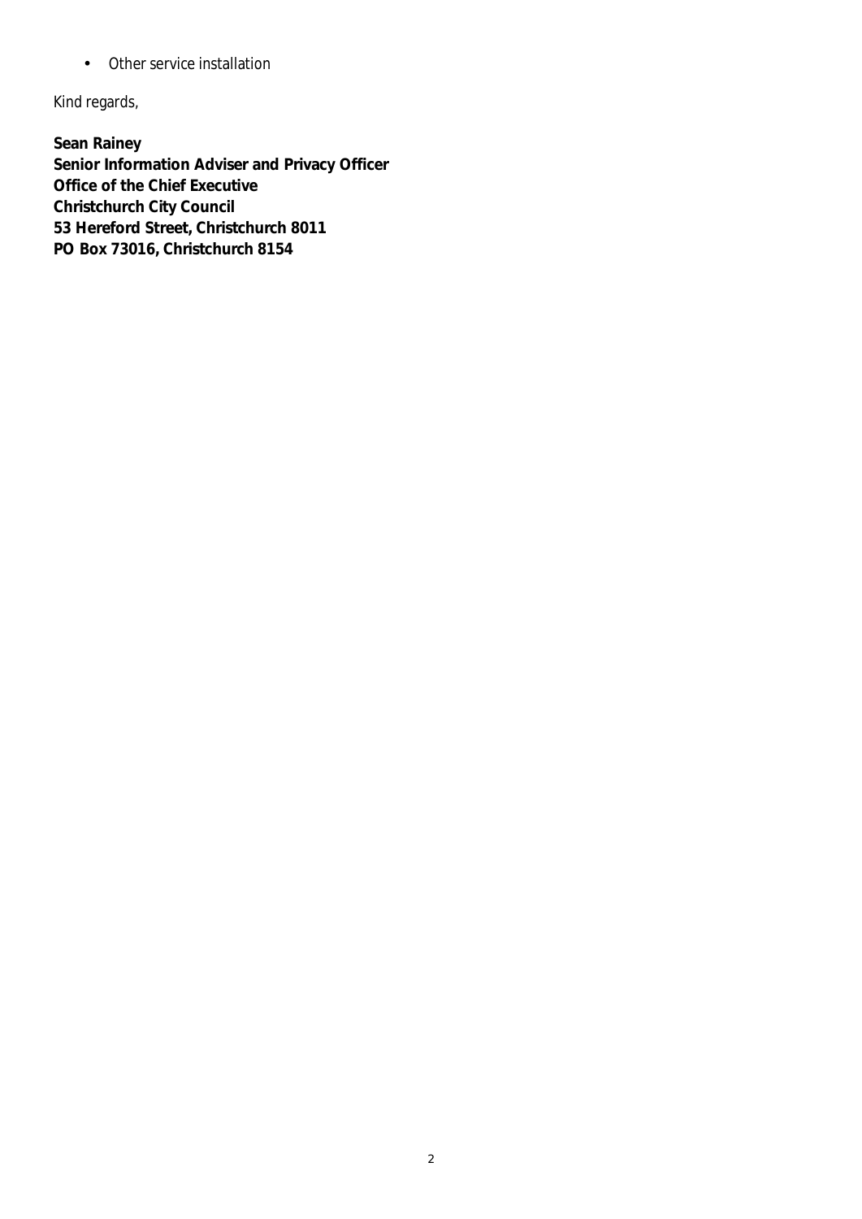- Other service installation

Kind regards,

**Sean Rainey**
**Senior Information Adviser and Privacy Officer**
**Office of the Chief Executive**
**Christchurch City Council**
**53 Hereford Street, Christchurch 8011**
**PO Box 73016, Christchurch 8154**